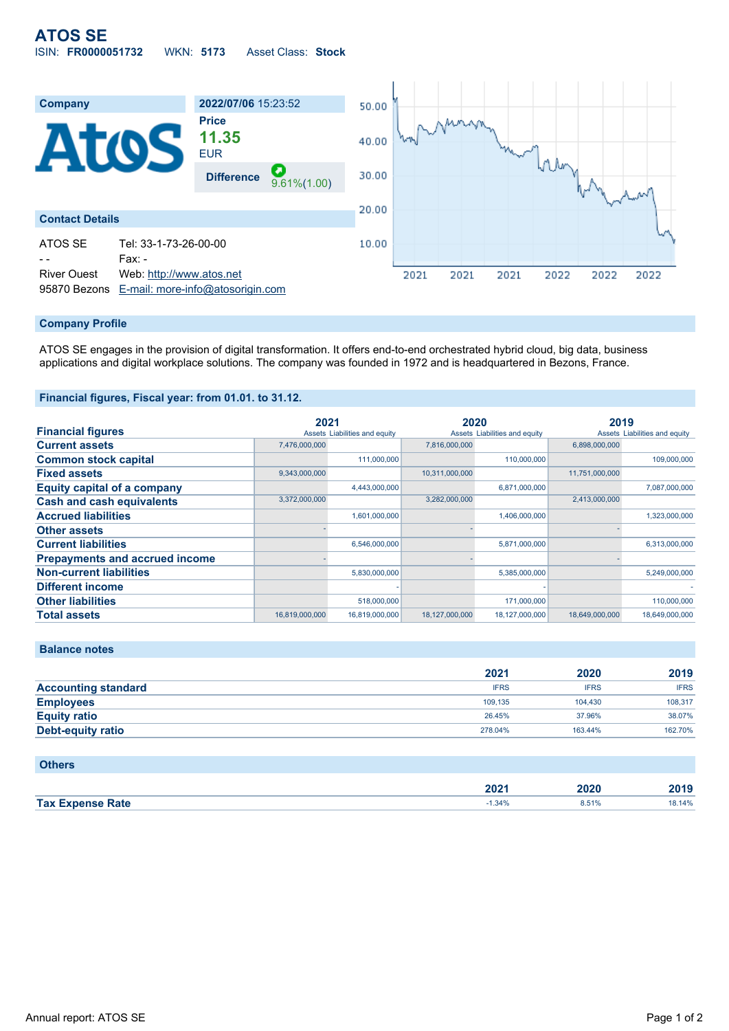# ATOS SE

ISIN: **FR0000051732** WKN: **5173** Asset Class: **Stock**

| Company | 2022/07/06 15:23:52 |
|---|---|
| | **Price** |
| | **11.35** EUR |
| | **Difference** 9.61%(1.00) |

## Contact Details

| | |
|---|---|
| ATOS SE | Tel: 33-1-73-26-00-00 |
| - - | Fax: - |
| River Ouest | Web: http://www.atos.net |
| 95870 Bezons | E-mail: more-info@atosorigin.com |

## Company Profile

ATOS SE engages in the provision of digital transformation. It offers end-to-end orchestrated hybrid cloud, big data, business applications and digital workplace solutions. The company was founded in 1972 and is headquartered in Bezons, France.

## Financial figures, Fiscal year: from 01.01. to 31.12.

| Financial figures | 2021 | | 2020 | | 2019 | |
|---|---|---|---|---|---|---|
| | Assets | Liabilities and equity | Assets | Liabilities and equity | Assets | Liabilities and equity |
| **Current assets** | 7,476,000,000 | | 7,816,000,000 | | 6,898,000,000 | |
| **Common stock capital** | | 111,000,000 | | 110,000,000 | | 109,000,000 |
| **Fixed assets** | 9,343,000,000 | | 10,311,000,000 | | 11,751,000,000 | |
| **Equity capital of a company** | | 4,443,000,000 | | 6,871,000,000 | | 7,087,000,000 |
| **Cash and cash equivalents** | 3,372,000,000 | | 3,282,000,000 | | 2,413,000,000 | |
| **Accrued liabilities** | | 1,601,000,000 | | 1,406,000,000 | | 1,323,000,000 |
| **Other assets** | - | | - | | - | |
| **Current liabilities** | | 6,546,000,000 | | 5,871,000,000 | | 6,313,000,000 |
| **Prepayments and accrued income** | - | | - | | - | |
| **Non-current liabilities** | | 5,830,000,000 | | 5,385,000,000 | | 5,249,000,000 |
| **Different income** | | - | | - | | - |
| **Other liabilities** | | 518,000,000 | | 171,000,000 | | 110,000,000 |
| **Total assets** | 16,819,000,000 | 16,819,000,000 | 18,127,000,000 | 18,127,000,000 | 18,649,000,000 | 18,649,000,000 |

## Balance notes

| | 2021 | 2020 | 2019 |
|---|---|---|---|
| **Accounting standard** | IFRS | IFRS | IFRS |
| **Employees** | 109,135 | 104,430 | 108,317 |
| **Equity ratio** | 26.45% | 37.96% | 38.07% |
| **Debt-equity ratio** | 278.04% | 163.44% | 162.70% |

## Others

| | 2021 | 2020 | 2019 |
|---|---|---|---|
| **Tax Expense Rate** | -1.34% | 8.51% | 18.14% |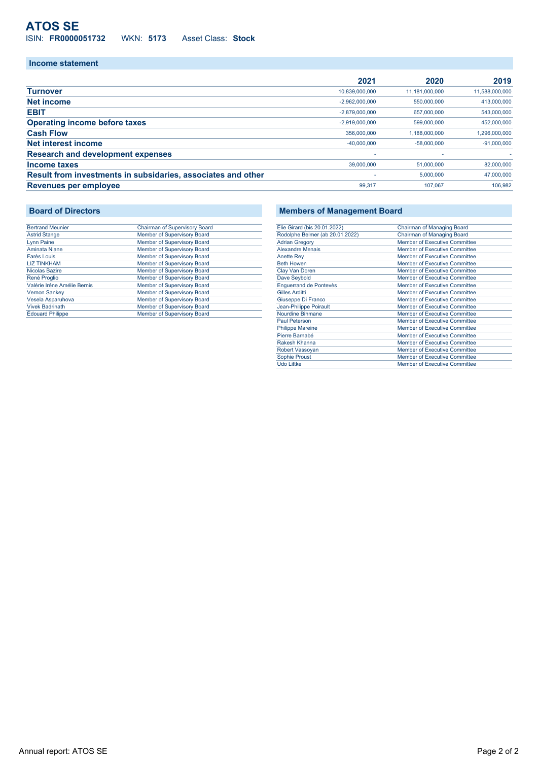# ATOS SE

ISIN: **FR0000051732** WKN: **5173** Asset Class: **Stock**

## Income statement

| | 2021 | 2020 | 2019 |
|---|---|---|---|
| **Turnover** | 10,839,000,000 | 11,181,000,000 | 11,588,000,000 |
| **Net income** | -2,962,000,000 | 550,000,000 | 413,000,000 |
| **EBIT** | -2,879,000,000 | 657,000,000 | 543,000,000 |
| **Operating income before taxes** | -2,919,000,000 | 599,000,000 | 452,000,000 |
| **Cash Flow** | 356,000,000 | 1,188,000,000 | 1,296,000,000 |
| **Net interest income** | -40,000,000 | -58,000,000 | -91,000,000 |
| **Research and development expenses** | - | - | - |
| **Income taxes** | 39,000,000 | 51,000,000 | 82,000,000 |
| **Result from investments in subsidaries, associates and other** | - | 5,000,000 | 47,000,000 |
| **Revenues per employee** | 99,317 | 107,067 | 106,982 |

## Board of Directors

| | |
|---|---|
| Bertrand Meunier | Chairman of Supervisory Board |
| Astrid Stange | Member of Supervisory Board |
| Lynn Paine | Member of Supervisory Board |
| Aminata Niane | Member of Supervisory Board |
| Farès Louis | Member of Supervisory Board |
| LIZ TINKHAM | Member of Supervisory Board |
| Nicolas Bazire | Member of Supervisory Board |
| René Proglio | Member of Supervisory Board |
| Valérie Iréne Amélie Bernis | Member of Supervisory Board |
| Vernon Sankey | Member of Supervisory Board |
| Vesela Asparuhova | Member of Supervisory Board |
| Vivek Badrinath | Member of Supervisory Board |
| Édouard Philippe | Member of Supervisory Board |

## Members of Management Board

| | |
|---|---|
| Elie Girard (bis 20.01.2022) | Chairman of Managing Board |
| Rodolphe Belmer (ab 20.01.2022) | Chairman of Managing Board |
| Adrian Gregory | Member of Executive Committee |
| Alexandre Menais | Member of Executive Committee |
| Anette Rey | Member of Executive Committee |
| Beth Howen | Member of Executive Committee |
| Clay Van Doren | Member of Executive Committee |
| Dave Seybold | Member of Executive Committee |
| Enguerrand de Pontevès | Member of Executive Committee |
| Gilles Arditti | Member of Executive Committee |
| Giuseppe Di Franco | Member of Executive Committee |
| Jean-Philippe Poirault | Member of Executive Committee |
| Nourdine Bihmane | Member of Executive Committee |
| Paul Peterson | Member of Executive Committee |
| Philippe Mareine | Member of Executive Committee |
| Pierre Barnabé | Member of Executive Committee |
| Rakesh Khanna | Member of Executive Committee |
| Robert Vassoyan | Member of Executive Committee |
| Sophie Proust | Member of Executive Committee |
| Udo Littke | Member of Executive Committee |